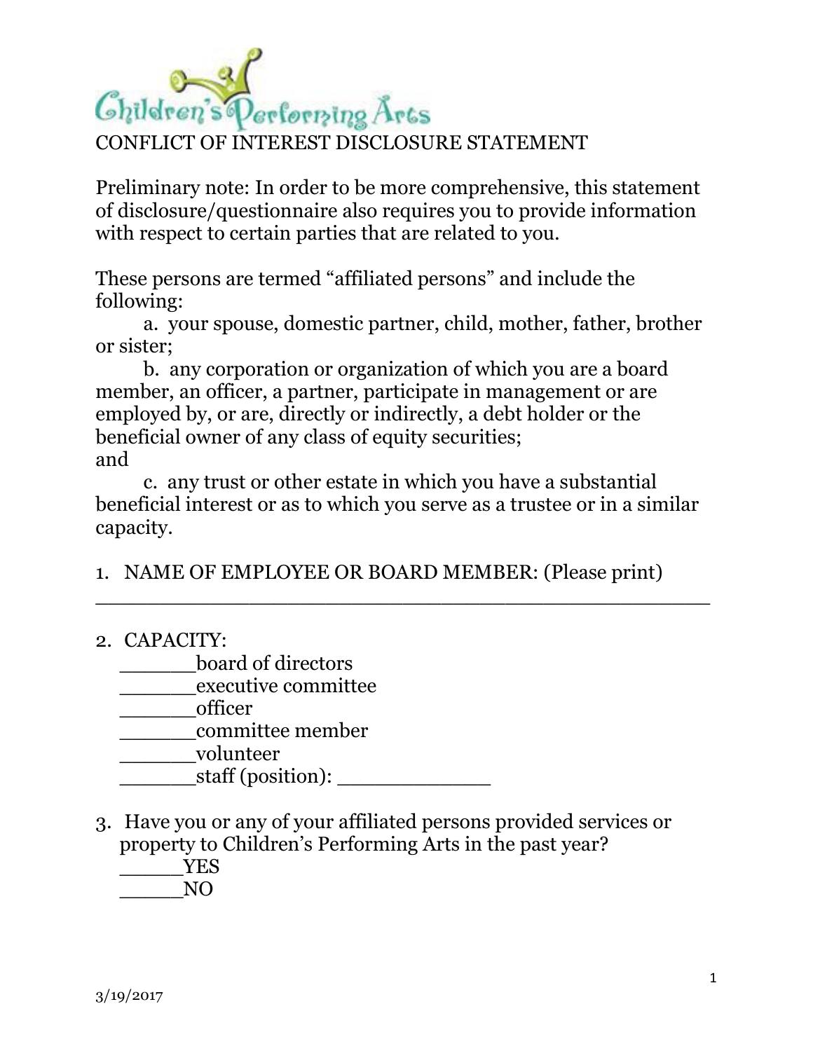Children's Performing Arts

# CONFLICT OF INTEREST DISCLOSURE STATEMENT

Preliminary note: In order to be more comprehensive, this statement of disclosure/questionnaire also requires you to provide information with respect to certain parties that are related to you.

These persons are termed "affiliated persons" and include the following:

a. your spouse, domestic partner, child, mother, father, brother or sister;

b. any corporation or organization of which you are a board member, an officer, a partner, participate in management or are employed by, or are, directly or indirectly, a debt holder or the beneficial owner of any class of equity securities;

and

c. any trust or other estate in which you have a substantial beneficial interest or as to which you serve as a trustee or in a similar capacity.

1. NAME OF EMPLOYEE OR BOARD MEMBER: (Please print)

_______________________________________________

2. CAPACITY:

   ______board of directors
   ______executive committee
   ______officer
   ______committee member
   ______volunteer
   ______staff (position): ____________

3. Have you or any of your affiliated persons provided services or property to Children's Performing Arts in the past year?

   _____YES
   _____NO

3/19/2017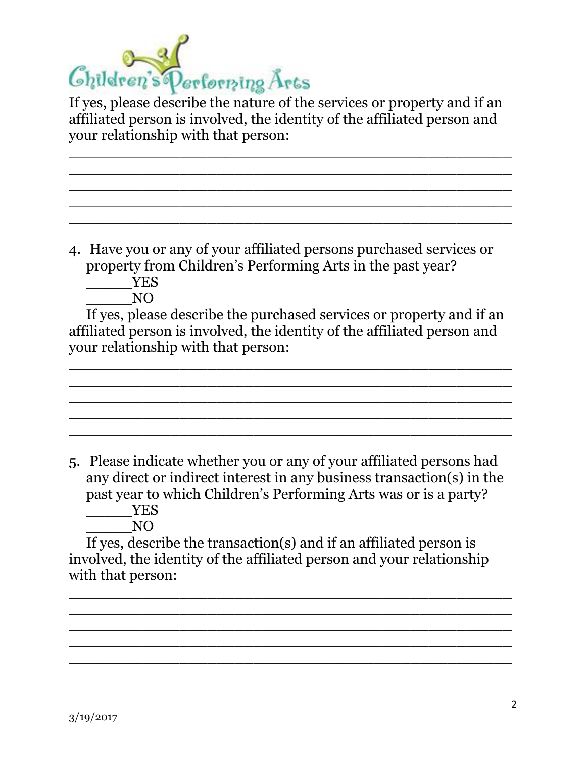If yes, please describe the nature of the services or property and if an affiliated person is involved, the identity of the affiliated person and your relationship with that person:

_______________________________________________
_______________________________________________
_______________________________________________
_______________________________________________
_______________________________________________

4. Have you or any of your affiliated persons purchased services or property from Children's Performing Arts in the past year?
   _____YES
   _____NO

   If yes, please describe the purchased services or property and if an affiliated person is involved, the identity of the affiliated person and your relationship with that person:

_______________________________________________
_______________________________________________
_______________________________________________
_______________________________________________
_______________________________________________

5. Please indicate whether you or any of your affiliated persons had any direct or indirect interest in any business transaction(s) in the past year to which Children's Performing Arts was or is a party?
   _____YES
   _____NO

   If yes, describe the transaction(s) and if an affiliated person is involved, the identity of the affiliated person and your relationship with that person:

_______________________________________________
_______________________________________________
_______________________________________________
_______________________________________________
_______________________________________________

3/19/2017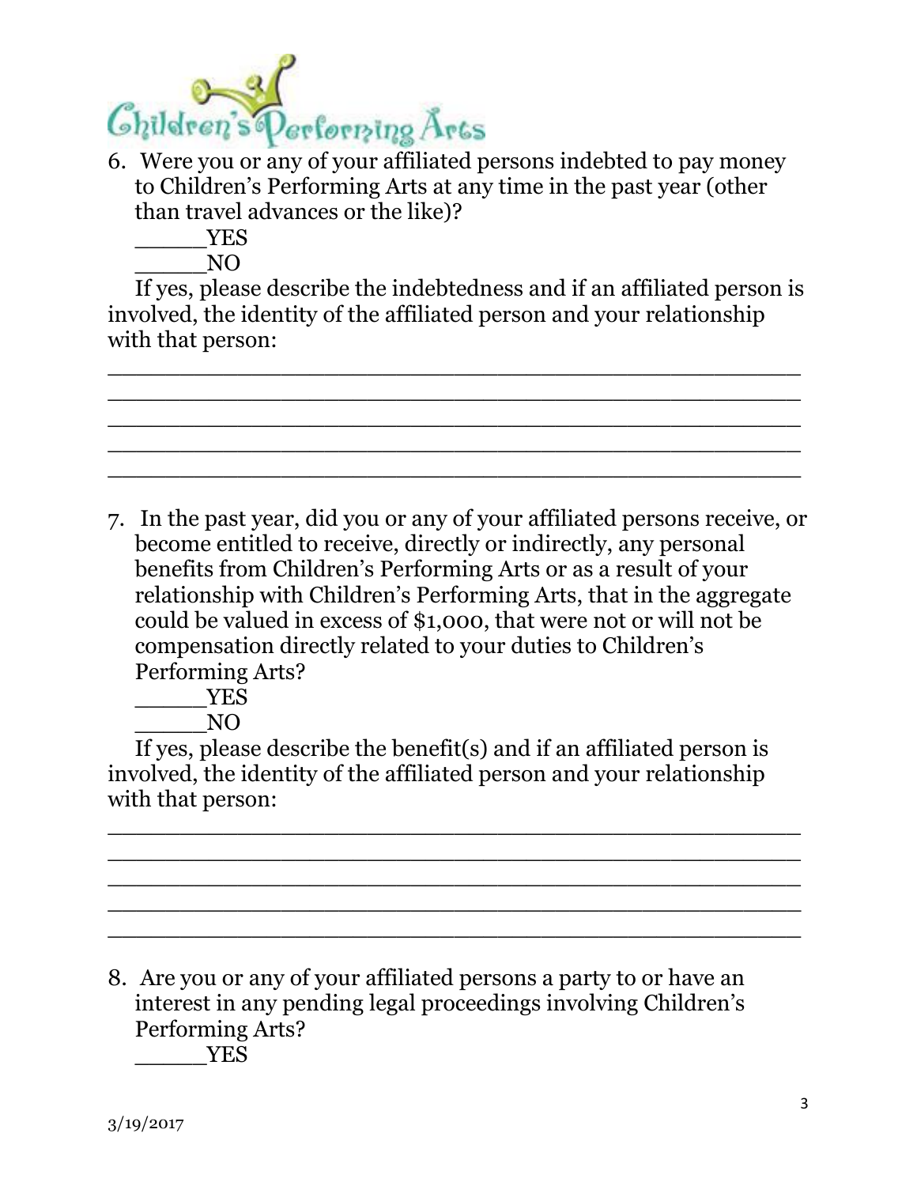6. Were you or any of your affiliated persons indebted to pay money to Children's Performing Arts at any time in the past year (other than travel advances or the like)?

   _____YES

   _____NO

   If yes, please describe the indebtedness and if an affiliated person is involved, the identity of the affiliated person and your relationship with that person:

_____________________________________________
_____________________________________________
_____________________________________________
_____________________________________________
_____________________________________________

7. In the past year, did you or any of your affiliated persons receive, or become entitled to receive, directly or indirectly, any personal benefits from Children's Performing Arts or as a result of your relationship with Children's Performing Arts, that in the aggregate could be valued in excess of $1,000, that were not or will not be compensation directly related to your duties to Children's Performing Arts?

   _____YES

   _____NO

   If yes, please describe the benefit(s) and if an affiliated person is involved, the identity of the affiliated person and your relationship with that person:

_____________________________________________
_____________________________________________
_____________________________________________
_____________________________________________
_____________________________________________

8. Are you or any of your affiliated persons a party to or have an interest in any pending legal proceedings involving Children's Performing Arts?

   _____YES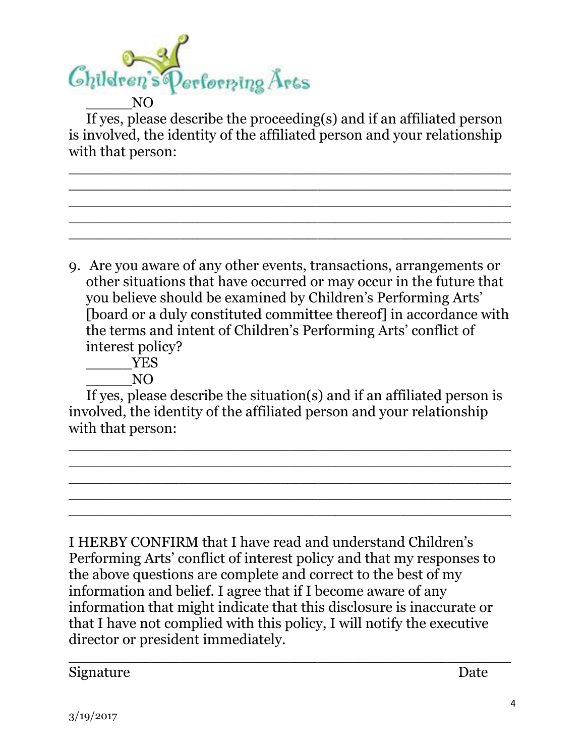_____NO

If yes, please describe the proceeding(s) and if an affiliated person is involved, the identity of the affiliated person and your relationship with that person:

_____________________________________________
_____________________________________________
_____________________________________________
_____________________________________________
_____________________________________________

9. Are you aware of any other events, transactions, arrangements or other situations that have occurred or may occur in the future that you believe should be examined by Children's Performing Arts' [board or a duly constituted committee thereof] in accordance with the terms and intent of Children's Performing Arts' conflict of interest policy?

   _____YES

   _____NO

   If yes, please describe the situation(s) and if an affiliated person is involved, the identity of the affiliated person and your relationship with that person:

_____________________________________________
_____________________________________________
_____________________________________________
_____________________________________________
_____________________________________________

I HERBY CONFIRM that I have read and understand Children's Performing Arts' conflict of interest policy and that my responses to the above questions are complete and correct to the best of my information and belief. I agree that if I become aware of any information that might indicate that this disclosure is inaccurate or that I have not complied with this policy, I will notify the executive director or president immediately.

_____________________________________________

Signature                                                                                    Date

3/19/2017